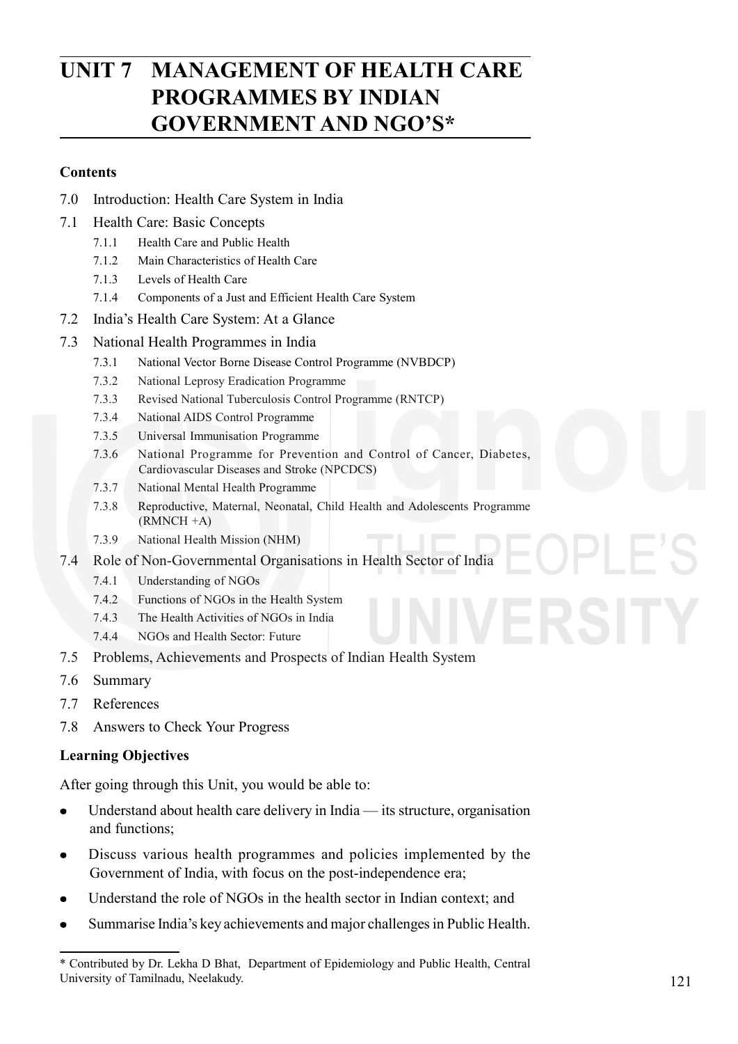# UNIT 7 MANAGEMENT OF HEALTH CARE PROGRAMMES BY INDIAN GOVERNMENT AND NGO'S*

**Contents**

- 7.0 Introduction: Health Care System in India
- 7.1 Health Care: Basic Concepts
  - 7.1.1 Health Care and Public Health
  - 7.1.2 Main Characteristics of Health Care
  - 7.1.3 Levels of Health Care
  - 7.1.4 Components of a Just and Efficient Health Care System
- 7.2 India's Health Care System: At a Glance
- 7.3 National Health Programmes in India
  - 7.3.1 National Vector Borne Disease Control Programme (NVBDCP)
  - 7.3.2 National Leprosy Eradication Programme
  - 7.3.3 Revised National Tuberculosis Control Programme (RNTCP)
  - 7.3.4 National AIDS Control Programme
  - 7.3.5 Universal Immunisation Programme
  - 7.3.6 National Programme for Prevention and Control of Cancer, Diabetes, Cardiovascular Diseases and Stroke (NPCDCS)
  - 7.3.7 National Mental Health Programme
  - 7.3.8 Reproductive, Maternal, Neonatal, Child Health and Adolescents Programme (RMNCH +A)
  - 7.3.9 National Health Mission (NHM)
- 7.4 Role of Non-Governmental Organisations in Health Sector of India
  - 7.4.1 Understanding of NGOs
  - 7.4.2 Functions of NGOs in the Health System
  - 7.4.3 The Health Activities of NGOs in India
  - 7.4.4 NGOs and Health Sector: Future
- 7.5 Problems, Achievements and Prospects of Indian Health System
- 7.6 Summary
- 7.7 References
- 7.8 Answers to Check Your Progress

**Learning Objectives**

After going through this Unit, you would be able to:

- Understand about health care delivery in India — its structure, organisation and functions;
- Discuss various health programmes and policies implemented by the Government of India, with focus on the post-independence era;
- Understand the role of NGOs in the health sector in Indian context; and
- Summarise India's key achievements and major challenges in Public Health.

---

* Contributed by Dr. Lekha D Bhat, Department of Epidemiology and Public Health, Central University of Tamilnadu, Neelakudy.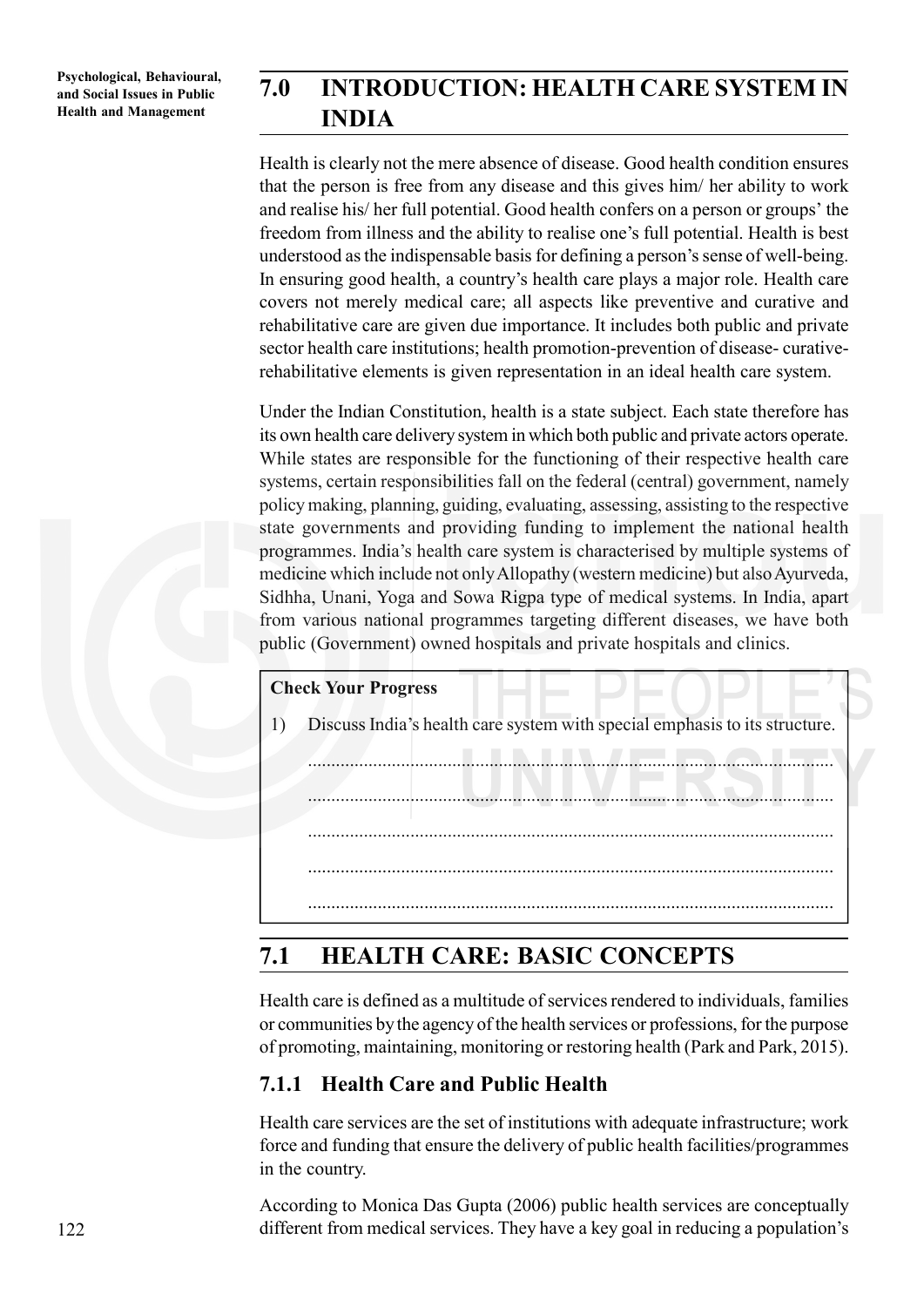## 7.0 INTRODUCTION: HEALTH CARE SYSTEM IN INDIA

Health is clearly not the mere absence of disease. Good health condition ensures that the person is free from any disease and this gives him/ her ability to work and realise his/ her full potential. Good health confers on a person or groups' the freedom from illness and the ability to realise one's full potential. Health is best understood as the indispensable basis for defining a person's sense of well-being. In ensuring good health, a country's health care plays a major role. Health care covers not merely medical care; all aspects like preventive and curative and rehabilitative care are given due importance. It includes both public and private sector health care institutions; health promotion-prevention of disease- curative-rehabilitative elements is given representation in an ideal health care system.

Under the Indian Constitution, health is a state subject. Each state therefore has its own health care delivery system in which both public and private actors operate. While states are responsible for the functioning of their respective health care systems, certain responsibilities fall on the federal (central) government, namely policy making, planning, guiding, evaluating, assessing, assisting to the respective state governments and providing funding to implement the national health programmes. India's health care system is characterised by multiple systems of medicine which include not only Allopathy (western medicine) but also Ayurveda, Sidhha, Unani, Yoga and Sowa Rigpa type of medical systems. In India, apart from various national programmes targeting different diseases, we have both public (Government) owned hospitals and private hospitals and clinics.

**Check Your Progress**

1) Discuss India's health care system with special emphasis to its structure.

.................................................................................................................

.................................................................................................................

.................................................................................................................

.................................................................................................................

.................................................................................................................

## 7.1 HEALTH CARE: BASIC CONCEPTS

Health care is defined as a multitude of services rendered to individuals, families or communities by the agency of the health services or professions, for the purpose of promoting, maintaining, monitoring or restoring health (Park and Park, 2015).

### 7.1.1 Health Care and Public Health

Health care services are the set of institutions with adequate infrastructure; work force and funding that ensure the delivery of public health facilities/programmes in the country.

According to Monica Das Gupta (2006) public health services are conceptually different from medical services. They have a key goal in reducing a population's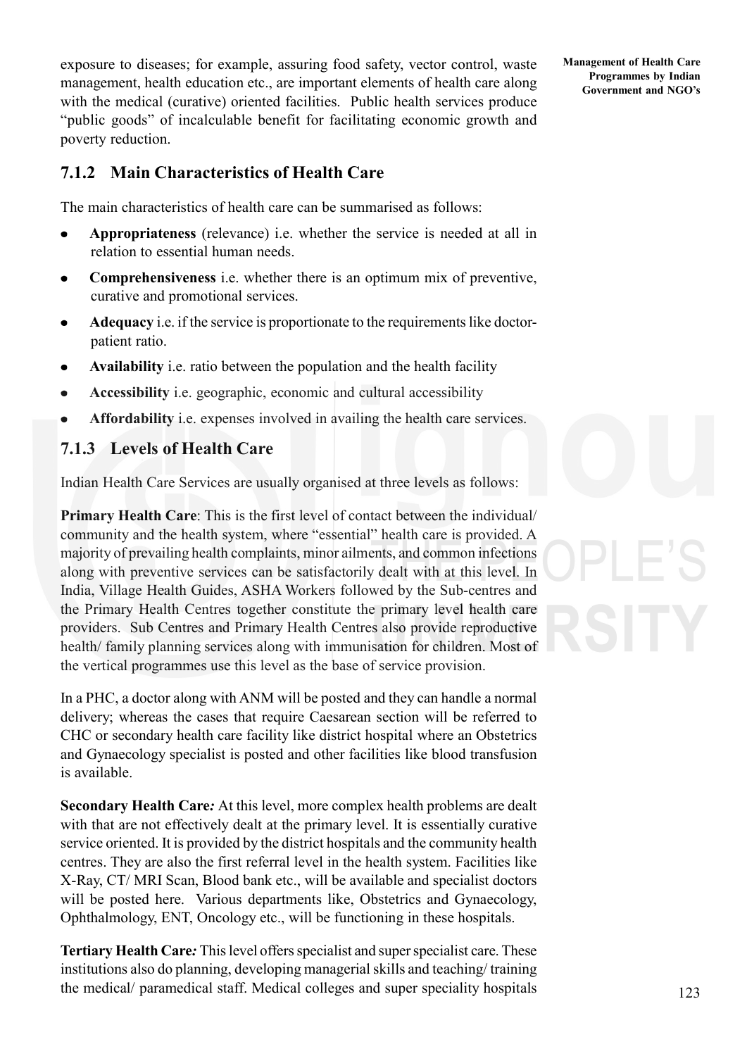exposure to diseases; for example, assuring food safety, vector control, waste management, health education etc., are important elements of health care along with the medical (curative) oriented facilities. Public health services produce "public goods" of incalculable benefit for facilitating economic growth and poverty reduction.

### 7.1.2 Main Characteristics of Health Care

The main characteristics of health care can be summarised as follows:

- **Appropriateness** (relevance) i.e. whether the service is needed at all in relation to essential human needs.
- **Comprehensiveness** i.e. whether there is an optimum mix of preventive, curative and promotional services.
- **Adequacy** i.e. if the service is proportionate to the requirements like doctor-patient ratio.
- **Availability** i.e. ratio between the population and the health facility
- **Accessibility** i.e. geographic, economic and cultural accessibility
- **Affordability** i.e. expenses involved in availing the health care services.

### 7.1.3 Levels of Health Care

Indian Health Care Services are usually organised at three levels as follows:

**Primary Health Care**: This is the first level of contact between the individual/ community and the health system, where "essential" health care is provided. A majority of prevailing health complaints, minor ailments, and common infections along with preventive services can be satisfactorily dealt with at this level. In India, Village Health Guides, ASHA Workers followed by the Sub-centres and the Primary Health Centres together constitute the primary level health care providers. Sub Centres and Primary Health Centres also provide reproductive health/ family planning services along with immunisation for children. Most of the vertical programmes use this level as the base of service provision.

In a PHC, a doctor along with ANM will be posted and they can handle a normal delivery; whereas the cases that require Caesarean section will be referred to CHC or secondary health care facility like district hospital where an Obstetrics and Gynaecology specialist is posted and other facilities like blood transfusion is available.

**Secondary Health Care***:* At this level, more complex health problems are dealt with that are not effectively dealt at the primary level. It is essentially curative service oriented. It is provided by the district hospitals and the community health centres. They are also the first referral level in the health system. Facilities like X-Ray, CT/ MRI Scan, Blood bank etc., will be available and specialist doctors will be posted here. Various departments like, Obstetrics and Gynaecology, Ophthalmology, ENT, Oncology etc., will be functioning in these hospitals.

**Tertiary Health Care***:* This level offers specialist and super specialist care. These institutions also do planning, developing managerial skills and teaching/ training the medical/ paramedical staff. Medical colleges and super speciality hospitals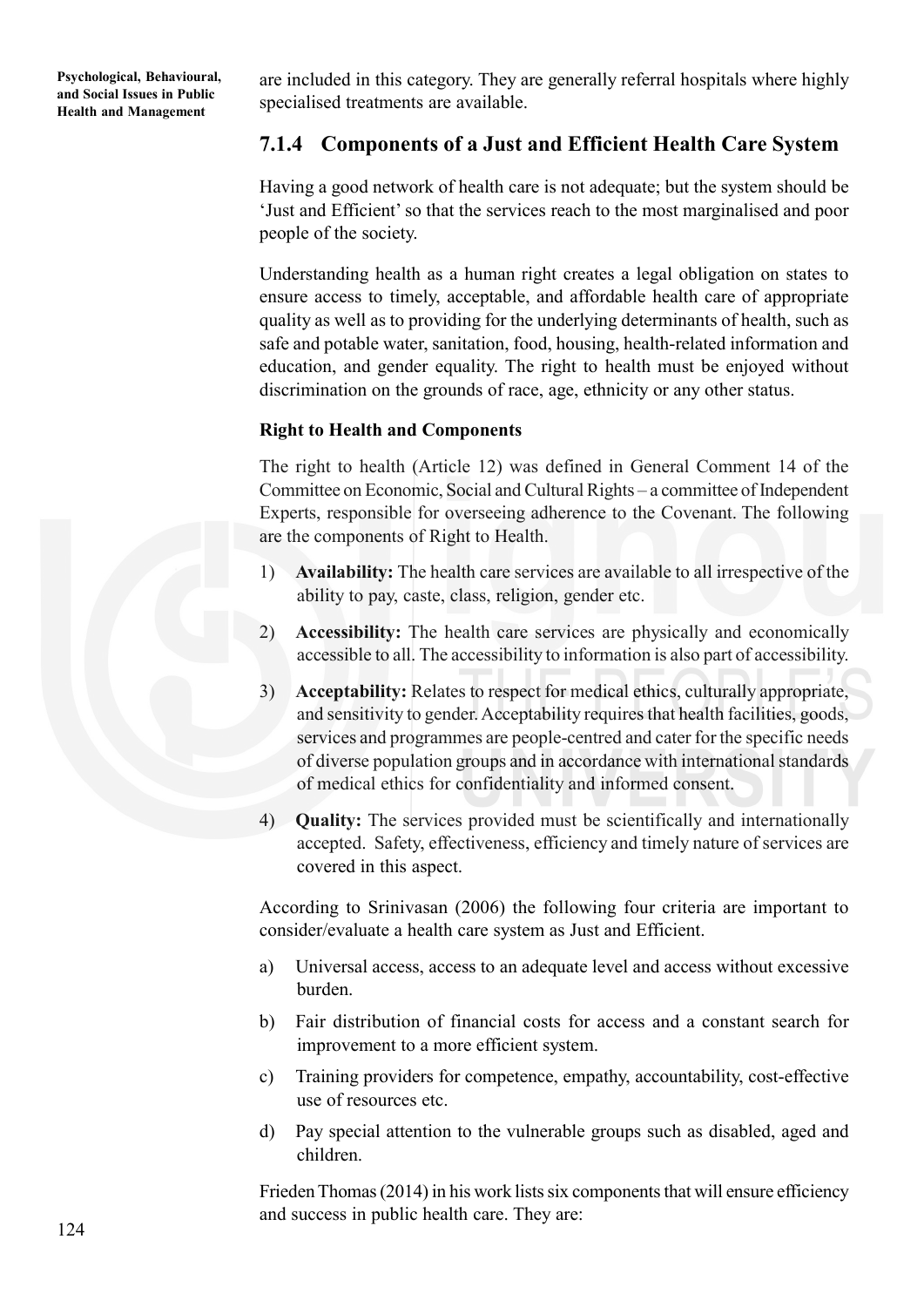are included in this category. They are generally referral hospitals where highly specialised treatments are available.

### 7.1.4 Components of a Just and Efficient Health Care System

Having a good network of health care is not adequate; but the system should be 'Just and Efficient' so that the services reach to the most marginalised and poor people of the society.

Understanding health as a human right creates a legal obligation on states to ensure access to timely, acceptable, and affordable health care of appropriate quality as well as to providing for the underlying determinants of health, such as safe and potable water, sanitation, food, housing, health-related information and education, and gender equality. The right to health must be enjoyed without discrimination on the grounds of race, age, ethnicity or any other status.

**Right to Health and Components**

The right to health (Article 12) was defined in General Comment 14 of the Committee on Economic, Social and Cultural Rights – a committee of Independent Experts, responsible for overseeing adherence to the Covenant. The following are the components of Right to Health.

1) **Availability:** The health care services are available to all irrespective of the ability to pay, caste, class, religion, gender etc.
2) **Accessibility:** The health care services are physically and economically accessible to all. The accessibility to information is also part of accessibility.
3) **Acceptability:** Relates to respect for medical ethics, culturally appropriate, and sensitivity to gender. Acceptability requires that health facilities, goods, services and programmes are people-centred and cater for the specific needs of diverse population groups and in accordance with international standards of medical ethics for confidentiality and informed consent.
4) **Quality:** The services provided must be scientifically and internationally accepted. Safety, effectiveness, efficiency and timely nature of services are covered in this aspect.

According to Srinivasan (2006) the following four criteria are important to consider/evaluate a health care system as Just and Efficient.

a) Universal access, access to an adequate level and access without excessive burden.
b) Fair distribution of financial costs for access and a constant search for improvement to a more efficient system.
c) Training providers for competence, empathy, accountability, cost-effective use of resources etc.
d) Pay special attention to the vulnerable groups such as disabled, aged and children.

Frieden Thomas (2014) in his work lists six components that will ensure efficiency and success in public health care. They are: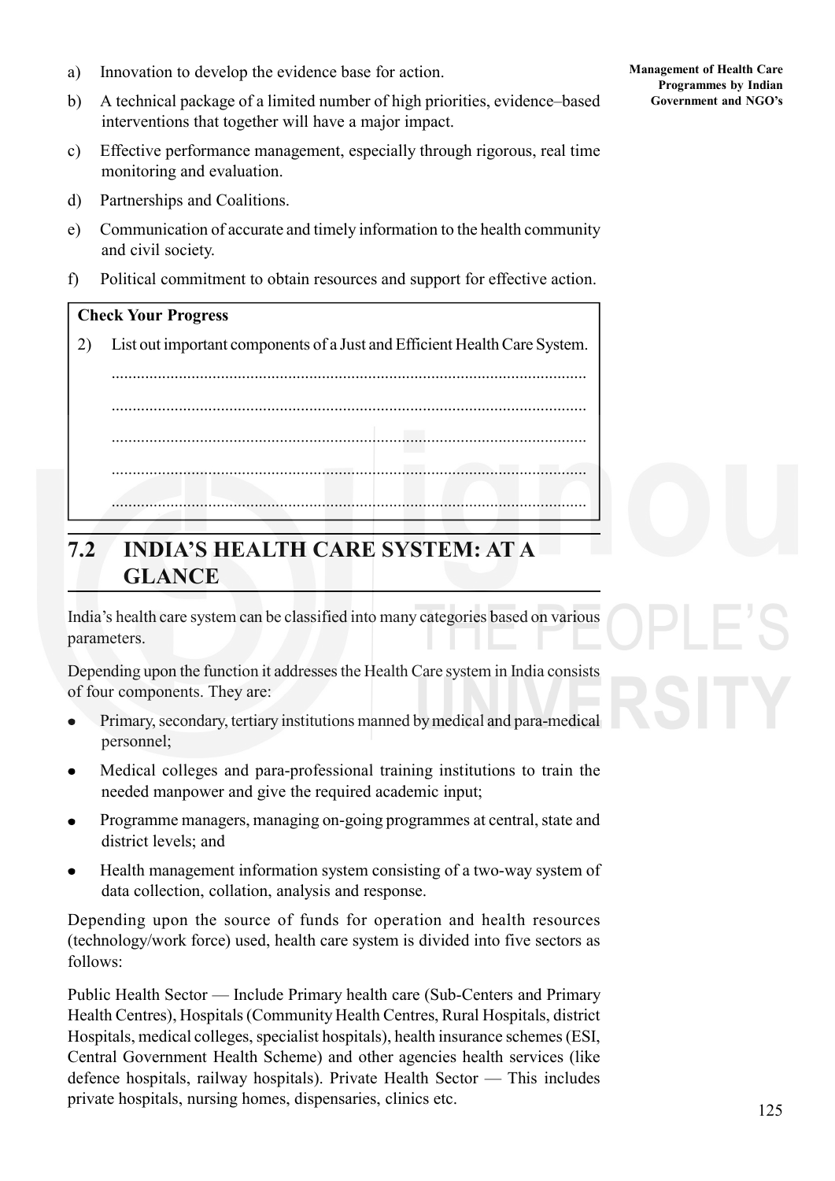a) Innovation to develop the evidence base for action.

b) A technical package of a limited number of high priorities, evidence–based interventions that together will have a major impact.

c) Effective performance management, especially through rigorous, real time monitoring and evaluation.

d) Partnerships and Coalitions.

e) Communication of accurate and timely information to the health community and civil society.

f) Political commitment to obtain resources and support for effective action.

**Check Your Progress**

2) List out important components of a Just and Efficient Health Care System.

..................................................................................................................

..................................................................................................................

..................................................................................................................

..................................................................................................................

..................................................................................................................

## 7.2 INDIA'S HEALTH CARE SYSTEM: AT A GLANCE

India's health care system can be classified into many categories based on various parameters.

Depending upon the function it addresses the Health Care system in India consists of four components. They are:

- Primary, secondary, tertiary institutions manned by medical and para-medical personnel;
- Medical colleges and para-professional training institutions to train the needed manpower and give the required academic input;
- Programme managers, managing on-going programmes at central, state and district levels; and
- Health management information system consisting of a two-way system of data collection, collation, analysis and response.

Depending upon the source of funds for operation and health resources (technology/work force) used, health care system is divided into five sectors as follows:

Public Health Sector — Include Primary health care (Sub-Centers and Primary Health Centres), Hospitals (Community Health Centres, Rural Hospitals, district Hospitals, medical colleges, specialist hospitals), health insurance schemes (ESI, Central Government Health Scheme) and other agencies health services (like defence hospitals, railway hospitals). Private Health Sector — This includes private hospitals, nursing homes, dispensaries, clinics etc.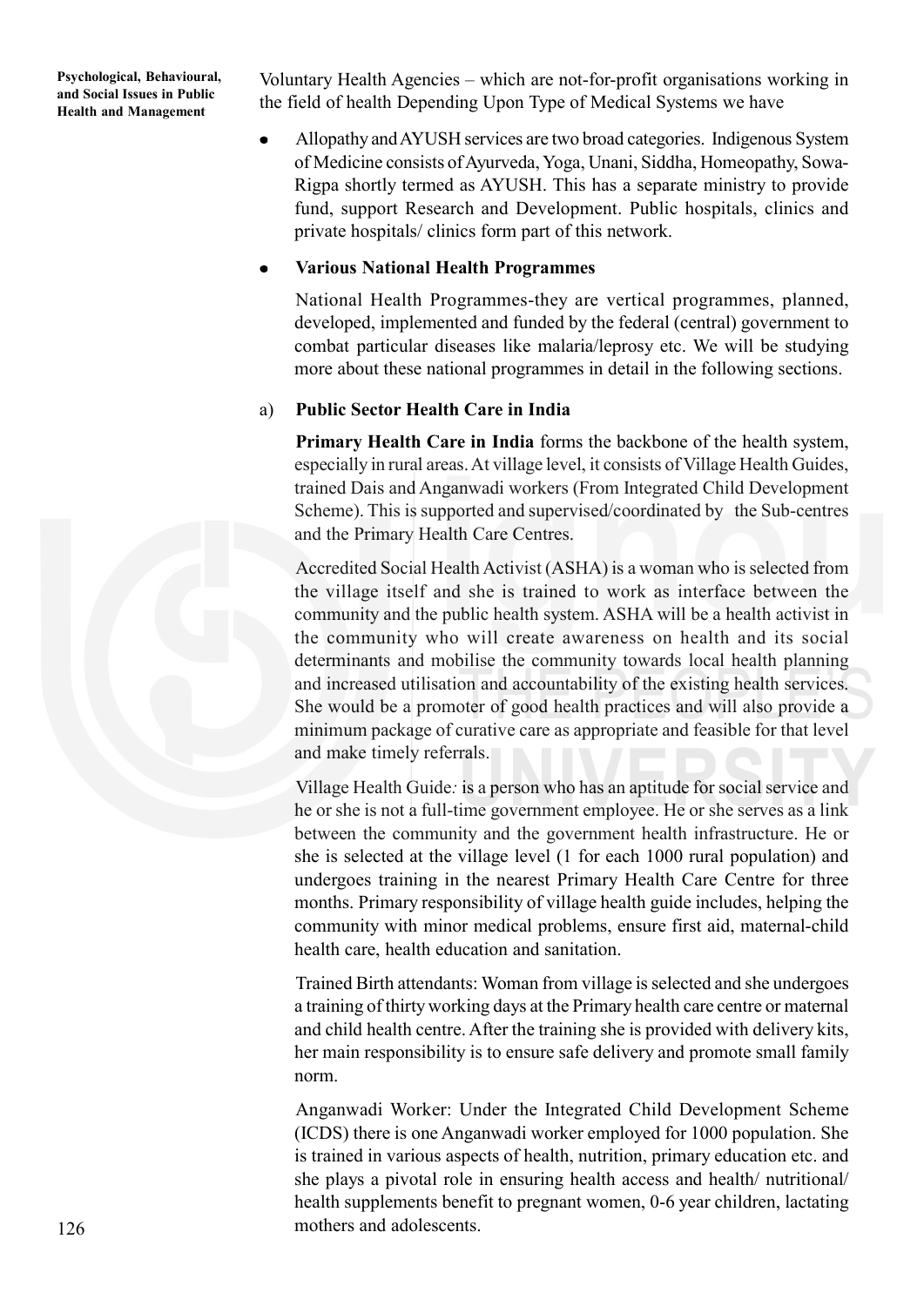Voluntary Health Agencies – which are not-for-profit organisations working in the field of health Depending Upon Type of Medical Systems we have

- Allopathy and AYUSH services are two broad categories. Indigenous System of Medicine consists of Ayurveda, Yoga, Unani, Siddha, Homeopathy, Sowa-Rigpa shortly termed as AYUSH. This has a separate ministry to provide fund, support Research and Development. Public hospitals, clinics and private hospitals/ clinics form part of this network.

- **Various National Health Programmes**

  National Health Programmes-they are vertical programmes, planned, developed, implemented and funded by the federal (central) government to combat particular diseases like malaria/leprosy etc. We will be studying more about these national programmes in detail in the following sections.

a) **Public Sector Health Care in India**

**Primary Health Care in India** forms the backbone of the health system, especially in rural areas. At village level, it consists of Village Health Guides, trained Dais and Anganwadi workers (From Integrated Child Development Scheme). This is supported and supervised/coordinated by the Sub-centres and the Primary Health Care Centres.

Accredited Social Health Activist (ASHA) is a woman who is selected from the village itself and she is trained to work as interface between the community and the public health system. ASHA will be a health activist in the community who will create awareness on health and its social determinants and mobilise the community towards local health planning and increased utilisation and accountability of the existing health services. She would be a promoter of good health practices and will also provide a minimum package of curative care as appropriate and feasible for that level and make timely referrals.

Village Health Guide*:* is a person who has an aptitude for social service and he or she is not a full-time government employee. He or she serves as a link between the community and the government health infrastructure. He or she is selected at the village level (1 for each 1000 rural population) and undergoes training in the nearest Primary Health Care Centre for three months. Primary responsibility of village health guide includes, helping the community with minor medical problems, ensure first aid, maternal-child health care, health education and sanitation.

Trained Birth attendants: Woman from village is selected and she undergoes a training of thirty working days at the Primary health care centre or maternal and child health centre. After the training she is provided with delivery kits, her main responsibility is to ensure safe delivery and promote small family norm.

Anganwadi Worker: Under the Integrated Child Development Scheme (ICDS) there is one Anganwadi worker employed for 1000 population. She is trained in various aspects of health, nutrition, primary education etc. and she plays a pivotal role in ensuring health access and health/ nutritional/ health supplements benefit to pregnant women, 0-6 year children, lactating mothers and adolescents.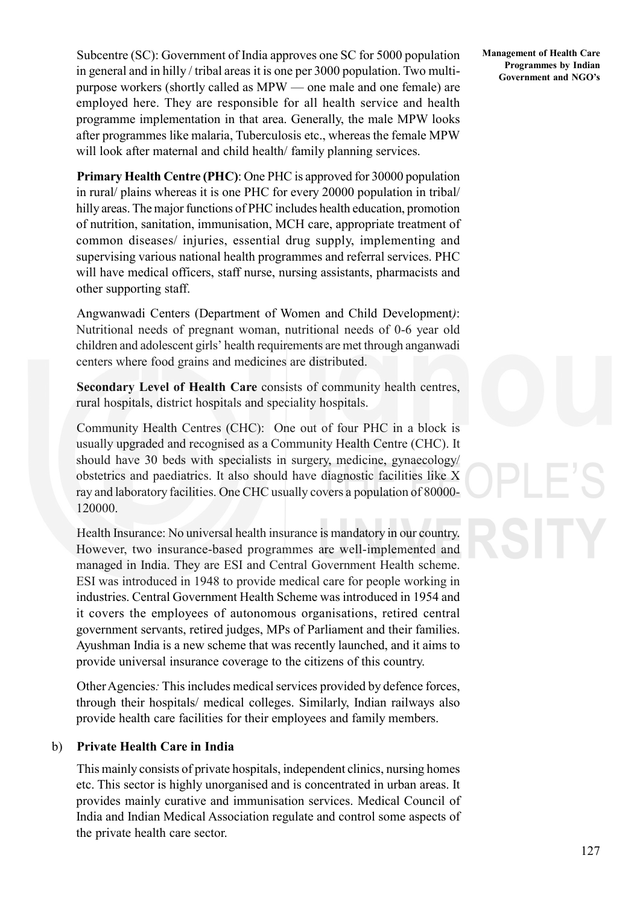Subcentre (SC): Government of India approves one SC for 5000 population in general and in hilly / tribal areas it is one per 3000 population. Two multi-purpose workers (shortly called as MPW — one male and one female) are employed here. They are responsible for all health service and health programme implementation in that area. Generally, the male MPW looks after programmes like malaria, Tuberculosis etc., whereas the female MPW will look after maternal and child health/ family planning services.

**Primary Health Centre (PHC)**: One PHC is approved for 30000 population in rural/ plains whereas it is one PHC for every 20000 population in tribal/ hilly areas. The major functions of PHC includes health education, promotion of nutrition, sanitation, immunisation, MCH care, appropriate treatment of common diseases/ injuries, essential drug supply, implementing and supervising various national health programmes and referral services. PHC will have medical officers, staff nurse, nursing assistants, pharmacists and other supporting staff.

Angwanwadi Centers (Department of Women and Child Development*)*: Nutritional needs of pregnant woman, nutritional needs of 0-6 year old children and adolescent girls' health requirements are met through anganwadi centers where food grains and medicines are distributed.

**Secondary Level of Health Care** consists of community health centres, rural hospitals, district hospitals and speciality hospitals.

Community Health Centres (CHC): One out of four PHC in a block is usually upgraded and recognised as a Community Health Centre (CHC). It should have 30 beds with specialists in surgery, medicine, gynaecology/ obstetrics and paediatrics. It also should have diagnostic facilities like X ray and laboratory facilities. One CHC usually covers a population of 80000-120000.

Health Insurance: No universal health insurance is mandatory in our country. However, two insurance-based programmes are well-implemented and managed in India. They are ESI and Central Government Health scheme. ESI was introduced in 1948 to provide medical care for people working in industries. Central Government Health Scheme was introduced in 1954 and it covers the employees of autonomous organisations, retired central government servants, retired judges, MPs of Parliament and their families. Ayushman India is a new scheme that was recently launched, and it aims to provide universal insurance coverage to the citizens of this country.

Other Agencies*:* This includes medical services provided by defence forces, through their hospitals/ medical colleges. Similarly, Indian railways also provide health care facilities for their employees and family members.

b) **Private Health Care in India**

This mainly consists of private hospitals, independent clinics, nursing homes etc. This sector is highly unorganised and is concentrated in urban areas. It provides mainly curative and immunisation services. Medical Council of India and Indian Medical Association regulate and control some aspects of the private health care sector.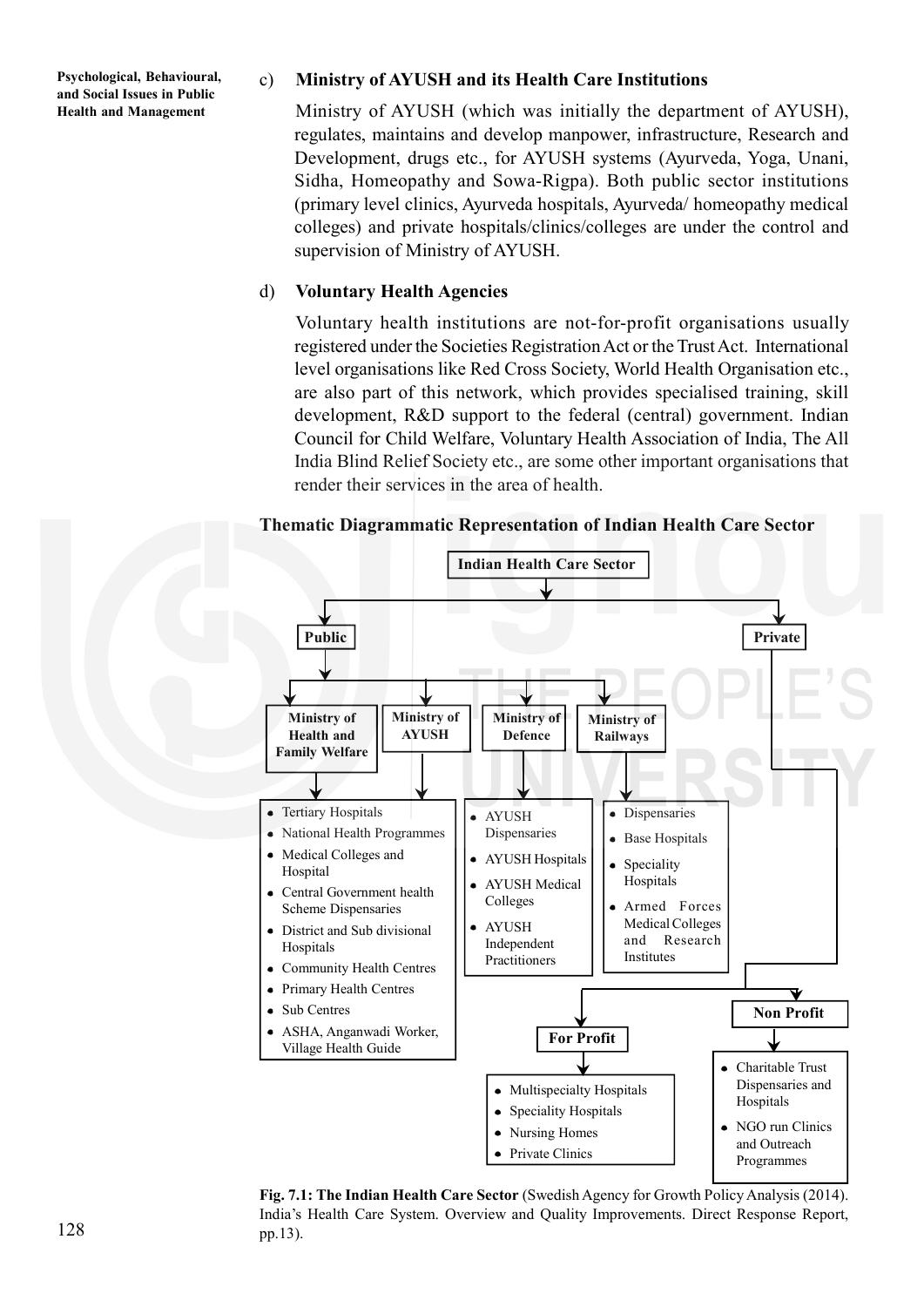c) **Ministry of AYUSH and its Health Care Institutions**

Ministry of AYUSH (which was initially the department of AYUSH), regulates, maintains and develop manpower, infrastructure, Research and Development, drugs etc., for AYUSH systems (Ayurveda, Yoga, Unani, Sidha, Homeopathy and Sowa-Rigpa). Both public sector institutions (primary level clinics, Ayurveda hospitals, Ayurveda/ homeopathy medical colleges) and private hospitals/clinics/colleges are under the control and supervision of Ministry of AYUSH.

d) **Voluntary Health Agencies**

Voluntary health institutions are not-for-profit organisations usually registered under the Societies Registration Act or the Trust Act. International level organisations like Red Cross Society, World Health Organisation etc., are also part of this network, which provides specialised training, skill development, R&D support to the federal (central) government. Indian Council for Child Welfare, Voluntary Health Association of India, The All India Blind Relief Society etc., are some other important organisations that render their services in the area of health.

**Thematic Diagrammatic Representation of Indian Health Care Sector**

**Indian Health Care Sector**

- **Public**
  - **Ministry of Health and Family Welfare** / **Ministry of AYUSH**
    - Tertiary Hospitals
    - National Health Programmes
    - Medical Colleges and Hospital
    - Central Government health Scheme Dispensaries
    - District and Sub divisional Hospitals
    - Community Health Centres
    - Primary Health Centres
    - Sub Centres
    - ASHA, Anganwadi Worker, Village Health Guide
  - **Ministry of Defence**
    - AYUSH Dispensaries
    - AYUSH Hospitals
    - AYUSH Medical Colleges
    - AYUSH Independent Practitioners
  - **Ministry of Railways**
    - Dispensaries
    - Base Hospitals
    - Speciality Hospitals
    - Armed Forces Medical Colleges and Research Institutes
- **Private**
  - **For Profit**
    - Multispecialty Hospitals
    - Speciality Hospitals
    - Nursing Homes
    - Private Clinics
  - **Non Profit**
    - Charitable Trust Dispensaries and Hospitals
    - NGO run Clinics and Outreach Programmes

**Fig. 7.1: The Indian Health Care Sector** (Swedish Agency for Growth Policy Analysis (2014). India's Health Care System. Overview and Quality Improvements. Direct Response Report, pp.13).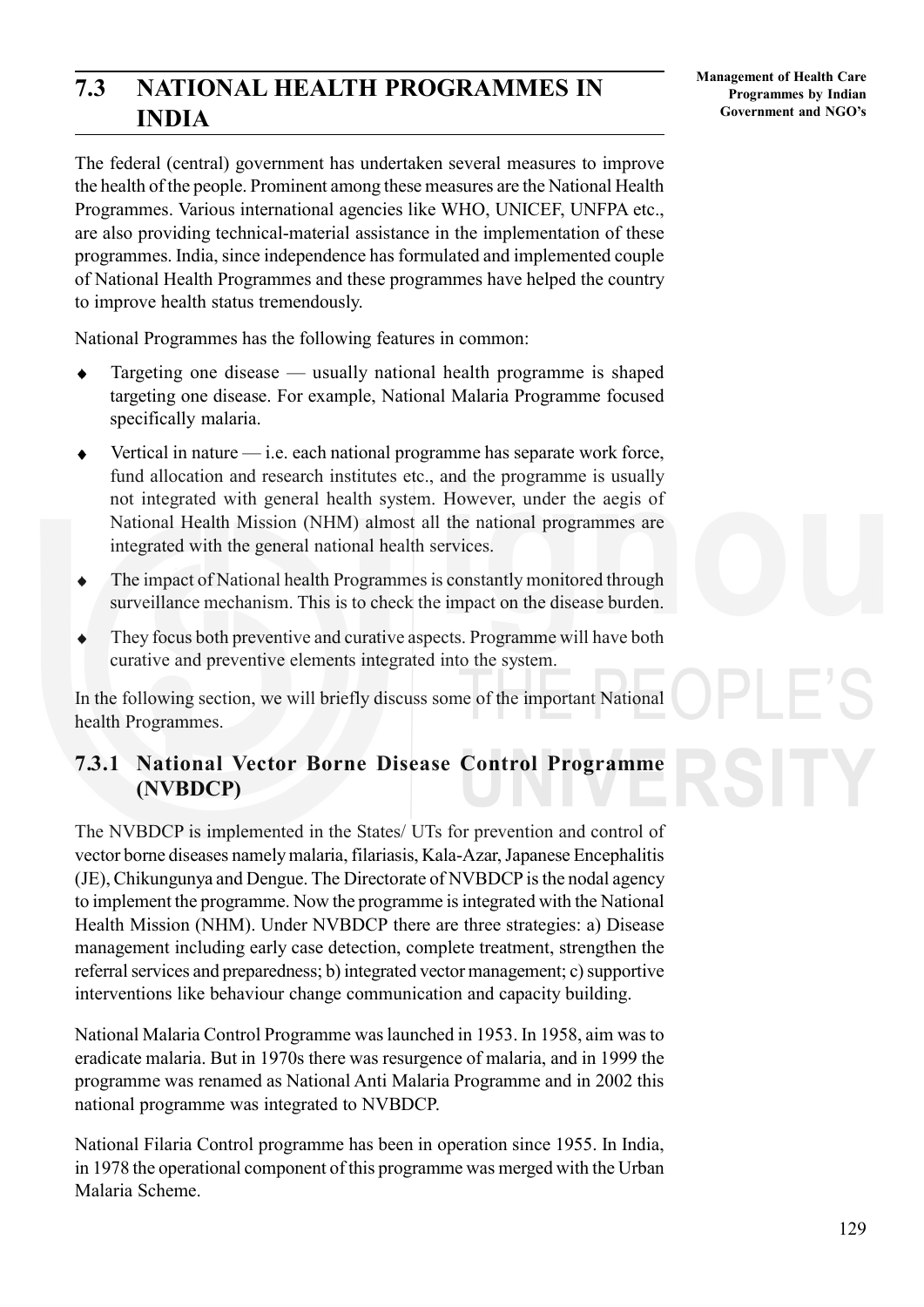## 7.3 NATIONAL HEALTH PROGRAMMES IN INDIA

The federal (central) government has undertaken several measures to improve the health of the people. Prominent among these measures are the National Health Programmes. Various international agencies like WHO, UNICEF, UNFPA etc., are also providing technical-material assistance in the implementation of these programmes. India, since independence has formulated and implemented couple of National Health Programmes and these programmes have helped the country to improve health status tremendously.

National Programmes has the following features in common:

- Targeting one disease — usually national health programme is shaped targeting one disease. For example, National Malaria Programme focused specifically malaria.
- Vertical in nature — i.e. each national programme has separate work force, fund allocation and research institutes etc., and the programme is usually not integrated with general health system. However, under the aegis of National Health Mission (NHM) almost all the national programmes are integrated with the general national health services.
- The impact of National health Programmes is constantly monitored through surveillance mechanism. This is to check the impact on the disease burden.
- They focus both preventive and curative aspects. Programme will have both curative and preventive elements integrated into the system.

In the following section, we will briefly discuss some of the important National health Programmes.

### 7.3.1 National Vector Borne Disease Control Programme (NVBDCP)

The NVBDCP is implemented in the States/ UTs for prevention and control of vector borne diseases namely malaria, filariasis, Kala-Azar, Japanese Encephalitis (JE), Chikungunya and Dengue. The Directorate of NVBDCP is the nodal agency to implement the programme. Now the programme is integrated with the National Health Mission (NHM). Under NVBDCP there are three strategies: a) Disease management including early case detection, complete treatment, strengthen the referral services and preparedness; b) integrated vector management; c) supportive interventions like behaviour change communication and capacity building.

National Malaria Control Programme was launched in 1953. In 1958, aim was to eradicate malaria. But in 1970s there was resurgence of malaria, and in 1999 the programme was renamed as National Anti Malaria Programme and in 2002 this national programme was integrated to NVBDCP.

National Filaria Control programme has been in operation since 1955. In India, in 1978 the operational component of this programme was merged with the Urban Malaria Scheme.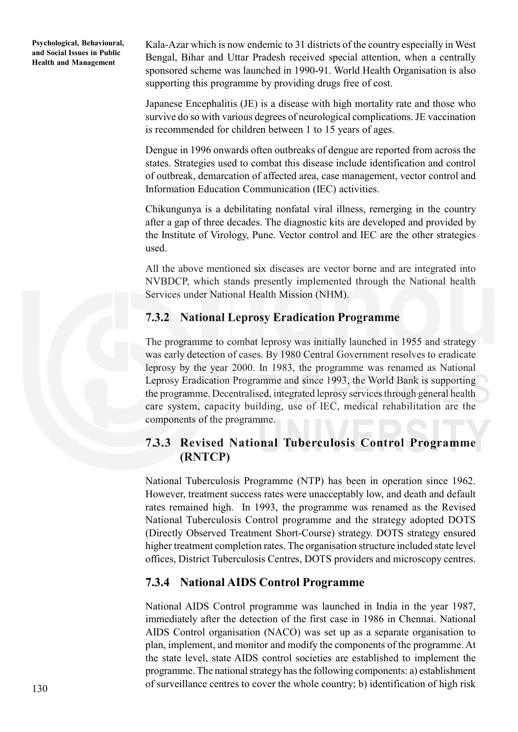Kala-Azar which is now endemic to 31 districts of the country especially in West Bengal, Bihar and Uttar Pradesh received special attention, when a centrally sponsored scheme was launched in 1990-91. World Health Organisation is also supporting this programme by providing drugs free of cost.

Japanese Encephalitis (JE) is a disease with high mortality rate and those who survive do so with various degrees of neurological complications. JE vaccination is recommended for children between 1 to 15 years of ages.

Dengue in 1996 onwards often outbreaks of dengue are reported from across the states. Strategies used to combat this disease include identification and control of outbreak, demarcation of affected area, case management, vector control and Information Education Communication (IEC) activities.

Chikungunya is a debilitating nonfatal viral illness, remerging in the country after a gap of three decades. The diagnostic kits are developed and provided by the Institute of Virology, Pune. Vector control and IEC are the other strategies used.

All the above mentioned six diseases are vector borne and are integrated into NVBDCP, which stands presently implemented through the National health Services under National Health Mission (NHM).

### 7.3.2 National Leprosy Eradication Programme

The programme to combat leprosy was initially launched in 1955 and strategy was early detection of cases. By 1980 Central Government resolves to eradicate leprosy by the year 2000. In 1983, the programme was renamed as National Leprosy Eradication Programme and since 1993, the World Bank is supporting the programme. Decentralised, integrated leprosy services through general health care system, capacity building, use of IEC, medical rehabilitation are the components of the programme.

### 7.3.3 Revised National Tuberculosis Control Programme (RNTCP)

National Tuberculosis Programme (NTP) has been in operation since 1962. However, treatment success rates were unacceptably low, and death and default rates remained high. In 1993, the programme was renamed as the Revised National Tuberculosis Control programme and the strategy adopted DOTS (Directly Observed Treatment Short-Course) strategy. DOTS strategy ensured higher treatment completion rates. The organisation structure included state level offices, District Tuberculosis Centres, DOTS providers and microscopy centres.

### 7.3.4 National AIDS Control Programme

National AIDS Control programme was launched in India in the year 1987, immediately after the detection of the first case in 1986 in Chennai. National AIDS Control organisation (NACO) was set up as a separate organisation to plan, implement, and monitor and modify the components of the programme. At the state level, state AIDS control societies are established to implement the programme. The national strategy has the following components: a) establishment of surveillance centres to cover the whole country; b) identification of high risk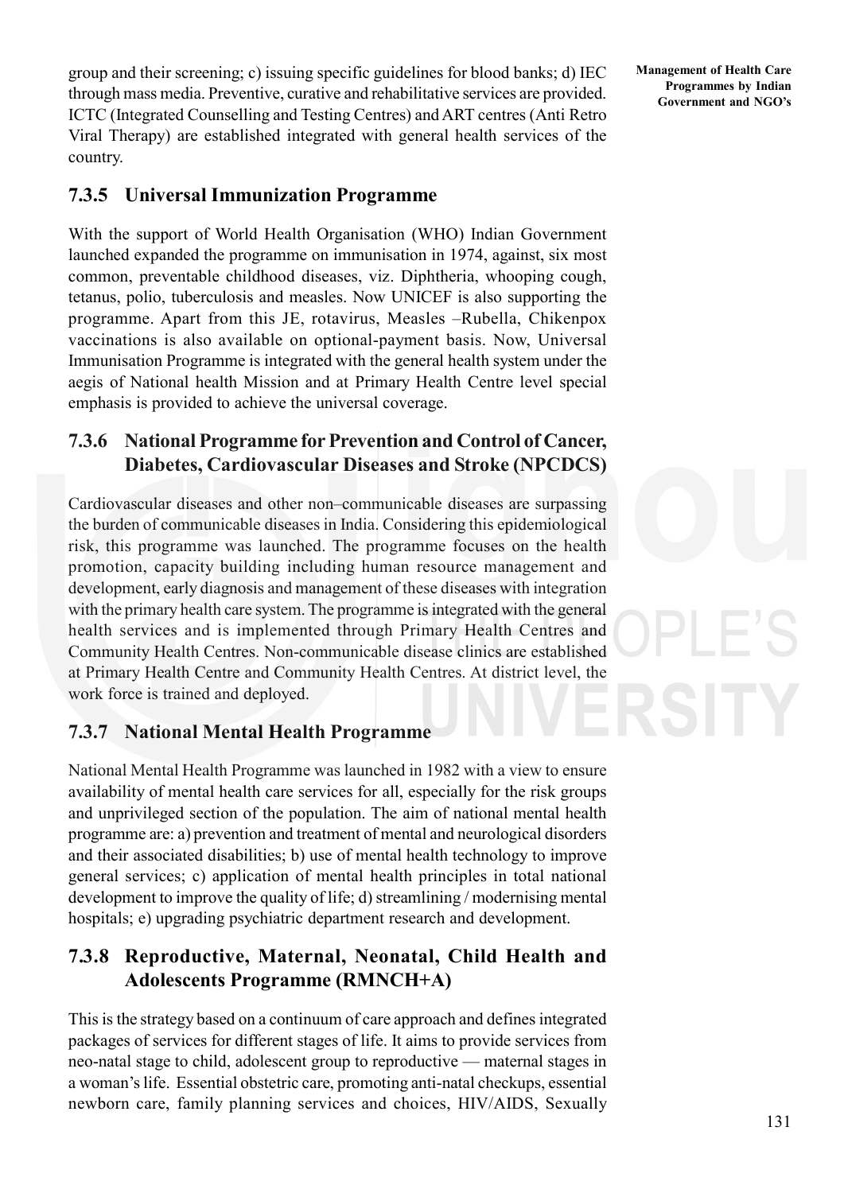group and their screening; c) issuing specific guidelines for blood banks; d) IEC through mass media. Preventive, curative and rehabilitative services are provided. ICTC (Integrated Counselling and Testing Centres) and ART centres (Anti Retro Viral Therapy) are established integrated with general health services of the country.

### 7.3.5 Universal Immunization Programme

With the support of World Health Organisation (WHO) Indian Government launched expanded the programme on immunisation in 1974, against, six most common, preventable childhood diseases, viz. Diphtheria, whooping cough, tetanus, polio, tuberculosis and measles. Now UNICEF is also supporting the programme. Apart from this JE, rotavirus, Measles –Rubella, Chikenpox vaccinations is also available on optional-payment basis. Now, Universal Immunisation Programme is integrated with the general health system under the aegis of National health Mission and at Primary Health Centre level special emphasis is provided to achieve the universal coverage.

### 7.3.6 National Programme for Prevention and Control of Cancer, Diabetes, Cardiovascular Diseases and Stroke (NPCDCS)

Cardiovascular diseases and other non–communicable diseases are surpassing the burden of communicable diseases in India. Considering this epidemiological risk, this programme was launched. The programme focuses on the health promotion, capacity building including human resource management and development, early diagnosis and management of these diseases with integration with the primary health care system. The programme is integrated with the general health services and is implemented through Primary Health Centres and Community Health Centres. Non-communicable disease clinics are established at Primary Health Centre and Community Health Centres. At district level, the work force is trained and deployed.

### 7.3.7 National Mental Health Programme

National Mental Health Programme was launched in 1982 with a view to ensure availability of mental health care services for all, especially for the risk groups and unprivileged section of the population. The aim of national mental health programme are: a) prevention and treatment of mental and neurological disorders and their associated disabilities; b) use of mental health technology to improve general services; c) application of mental health principles in total national development to improve the quality of life; d) streamlining / modernising mental hospitals; e) upgrading psychiatric department research and development.

### 7.3.8 Reproductive, Maternal, Neonatal, Child Health and Adolescents Programme (RMNCH+A)

This is the strategy based on a continuum of care approach and defines integrated packages of services for different stages of life. It aims to provide services from neo-natal stage to child, adolescent group to reproductive — maternal stages in a woman's life. Essential obstetric care, promoting anti-natal checkups, essential newborn care, family planning services and choices, HIV/AIDS, Sexually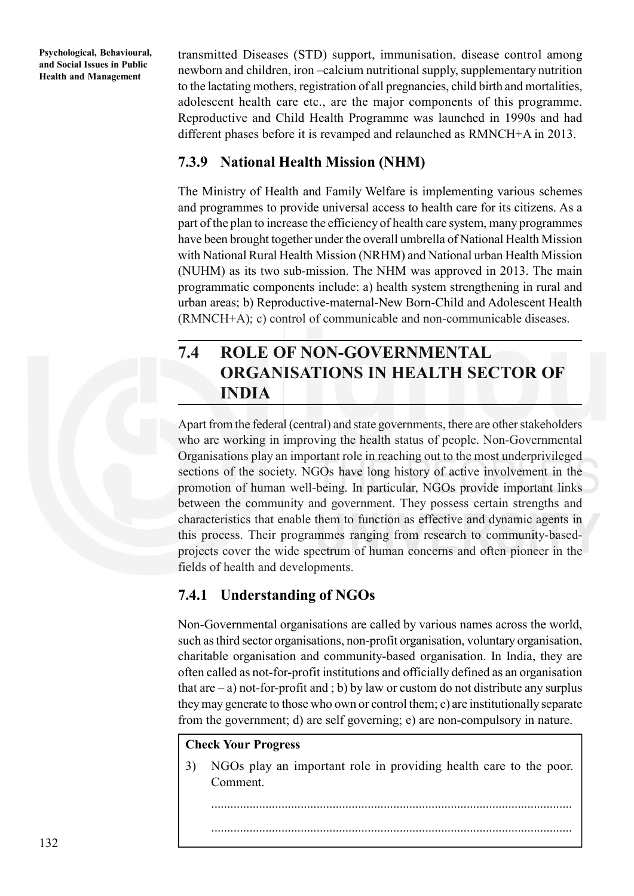transmitted Diseases (STD) support, immunisation, disease control among newborn and children, iron –calcium nutritional supply, supplementary nutrition to the lactating mothers, registration of all pregnancies, child birth and mortalities, adolescent health care etc., are the major components of this programme. Reproductive and Child Health Programme was launched in 1990s and had different phases before it is revamped and relaunched as RMNCH+A in 2013.

### 7.3.9 National Health Mission (NHM)

The Ministry of Health and Family Welfare is implementing various schemes and programmes to provide universal access to health care for its citizens. As a part of the plan to increase the efficiency of health care system, many programmes have been brought together under the overall umbrella of National Health Mission with National Rural Health Mission (NRHM) and National urban Health Mission (NUHM) as its two sub-mission. The NHM was approved in 2013. The main programmatic components include: a) health system strengthening in rural and urban areas; b) Reproductive-maternal-New Born-Child and Adolescent Health (RMNCH+A); c) control of communicable and non-communicable diseases.

## 7.4 ROLE OF NON-GOVERNMENTAL ORGANISATIONS IN HEALTH SECTOR OF INDIA

Apart from the federal (central) and state governments, there are other stakeholders who are working in improving the health status of people. Non-Governmental Organisations play an important role in reaching out to the most underprivileged sections of the society. NGOs have long history of active involvement in the promotion of human well-being. In particular, NGOs provide important links between the community and government. They possess certain strengths and characteristics that enable them to function as effective and dynamic agents in this process. Their programmes ranging from research to community-based-projects cover the wide spectrum of human concerns and often pioneer in the fields of health and developments.

### 7.4.1 Understanding of NGOs

Non-Governmental organisations are called by various names across the world, such as third sector organisations, non-profit organisation, voluntary organisation, charitable organisation and community-based organisation. In India, they are often called as not-for-profit institutions and officially defined as an organisation that are – a) not-for-profit and ; b) by law or custom do not distribute any surplus they may generate to those who own or control them; c) are institutionally separate from the government; d) are self governing; e) are non-compulsory in nature.

**Check Your Progress**

3) NGOs play an important role in providing health care to the poor. Comment.

..............................................................................................................

..............................................................................................................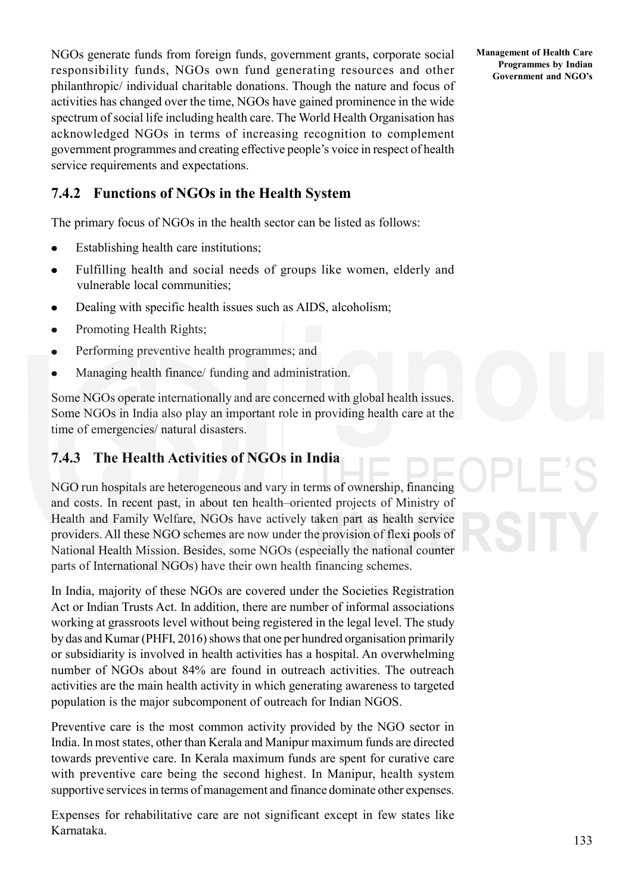NGOs generate funds from foreign funds, government grants, corporate social responsibility funds, NGOs own fund generating resources and other philanthropic/ individual charitable donations. Though the nature and focus of activities has changed over the time, NGOs have gained prominence in the wide spectrum of social life including health care. The World Health Organisation has acknowledged NGOs in terms of increasing recognition to complement government programmes and creating effective people's voice in respect of health service requirements and expectations.

### 7.4.2 Functions of NGOs in the Health System

The primary focus of NGOs in the health sector can be listed as follows:

- Establishing health care institutions;
- Fulfilling health and social needs of groups like women, elderly and vulnerable local communities;
- Dealing with specific health issues such as AIDS, alcoholism;
- Promoting Health Rights;
- Performing preventive health programmes; and
- Managing health finance/ funding and administration.

Some NGOs operate internationally and are concerned with global health issues. Some NGOs in India also play an important role in providing health care at the time of emergencies/ natural disasters.

### 7.4.3 The Health Activities of NGOs in India

NGO run hospitals are heterogeneous and vary in terms of ownership, financing and costs. In recent past, in about ten health–oriented projects of Ministry of Health and Family Welfare, NGOs have actively taken part as health service providers. All these NGO schemes are now under the provision of flexi pools of National Health Mission. Besides, some NGOs (especially the national counter parts of International NGOs) have their own health financing schemes.

In India, majority of these NGOs are covered under the Societies Registration Act or Indian Trusts Act. In addition, there are number of informal associations working at grassroots level without being registered in the legal level. The study by das and Kumar (PHFI, 2016) shows that one per hundred organisation primarily or subsidiarity is involved in health activities has a hospital. An overwhelming number of NGOs about 84% are found in outreach activities. The outreach activities are the main health activity in which generating awareness to targeted population is the major subcomponent of outreach for Indian NGOS.

Preventive care is the most common activity provided by the NGO sector in India. In most states, other than Kerala and Manipur maximum funds are directed towards preventive care. In Kerala maximum funds are spent for curative care with preventive care being the second highest. In Manipur, health system supportive services in terms of management and finance dominate other expenses.

Expenses for rehabilitative care are not significant except in few states like Karnataka.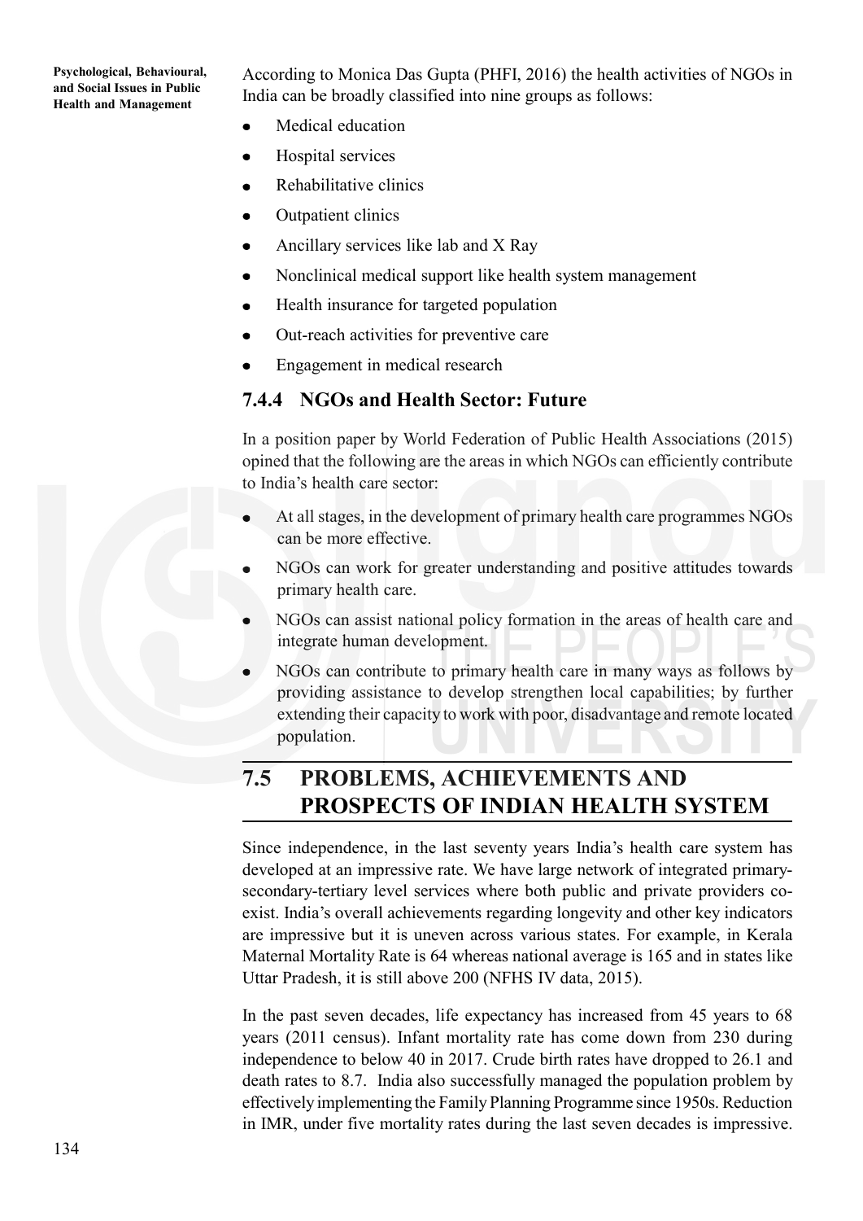According to Monica Das Gupta (PHFI, 2016) the health activities of NGOs in India can be broadly classified into nine groups as follows:

- Medical education
- Hospital services
- Rehabilitative clinics
- Outpatient clinics
- Ancillary services like lab and X Ray
- Nonclinical medical support like health system management
- Health insurance for targeted population
- Out-reach activities for preventive care
- Engagement in medical research

### 7.4.4 NGOs and Health Sector: Future

In a position paper by World Federation of Public Health Associations (2015) opined that the following are the areas in which NGOs can efficiently contribute to India's health care sector:

- At all stages, in the development of primary health care programmes NGOs can be more effective.
- NGOs can work for greater understanding and positive attitudes towards primary health care.
- NGOs can assist national policy formation in the areas of health care and integrate human development.
- NGOs can contribute to primary health care in many ways as follows by providing assistance to develop strengthen local capabilities; by further extending their capacity to work with poor, disadvantage and remote located population.

## 7.5 PROBLEMS, ACHIEVEMENTS AND PROSPECTS OF INDIAN HEALTH SYSTEM

Since independence, in the last seventy years India's health care system has developed at an impressive rate. We have large network of integrated primary-secondary-tertiary level services where both public and private providers co-exist. India's overall achievements regarding longevity and other key indicators are impressive but it is uneven across various states. For example, in Kerala Maternal Mortality Rate is 64 whereas national average is 165 and in states like Uttar Pradesh, it is still above 200 (NFHS IV data, 2015).

In the past seven decades, life expectancy has increased from 45 years to 68 years (2011 census). Infant mortality rate has come down from 230 during independence to below 40 in 2017. Crude birth rates have dropped to 26.1 and death rates to 8.7. India also successfully managed the population problem by effectively implementing the Family Planning Programme since 1950s. Reduction in IMR, under five mortality rates during the last seven decades is impressive.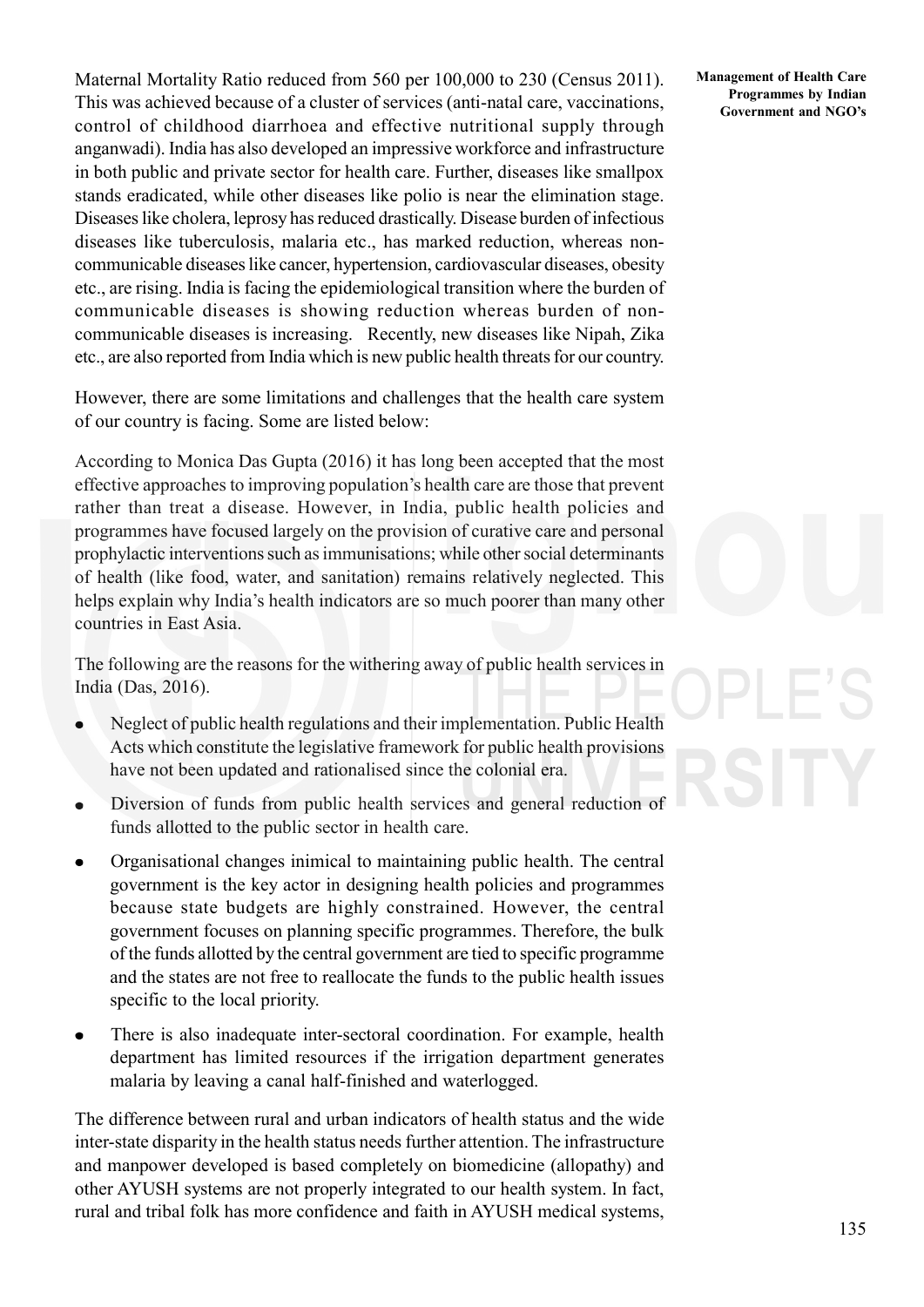Maternal Mortality Ratio reduced from 560 per 100,000 to 230 (Census 2011). This was achieved because of a cluster of services (anti-natal care, vaccinations, control of childhood diarrhoea and effective nutritional supply through anganwadi). India has also developed an impressive workforce and infrastructure in both public and private sector for health care. Further, diseases like smallpox stands eradicated, while other diseases like polio is near the elimination stage. Diseases like cholera, leprosy has reduced drastically. Disease burden of infectious diseases like tuberculosis, malaria etc., has marked reduction, whereas non-communicable diseases like cancer, hypertension, cardiovascular diseases, obesity etc., are rising. India is facing the epidemiological transition where the burden of communicable diseases is showing reduction whereas burden of non-communicable diseases is increasing. Recently, new diseases like Nipah, Zika etc., are also reported from India which is new public health threats for our country.

However, there are some limitations and challenges that the health care system of our country is facing. Some are listed below:

According to Monica Das Gupta (2016) it has long been accepted that the most effective approaches to improving population's health care are those that prevent rather than treat a disease. However, in India, public health policies and programmes have focused largely on the provision of curative care and personal prophylactic interventions such as immunisations; while other social determinants of health (like food, water, and sanitation) remains relatively neglected. This helps explain why India's health indicators are so much poorer than many other countries in East Asia.

The following are the reasons for the withering away of public health services in India (Das, 2016).

- Neglect of public health regulations and their implementation. Public Health Acts which constitute the legislative framework for public health provisions have not been updated and rationalised since the colonial era.
- Diversion of funds from public health services and general reduction of funds allotted to the public sector in health care.
- Organisational changes inimical to maintaining public health. The central government is the key actor in designing health policies and programmes because state budgets are highly constrained. However, the central government focuses on planning specific programmes. Therefore, the bulk of the funds allotted by the central government are tied to specific programme and the states are not free to reallocate the funds to the public health issues specific to the local priority.
- There is also inadequate inter-sectoral coordination. For example, health department has limited resources if the irrigation department generates malaria by leaving a canal half-finished and waterlogged.

The difference between rural and urban indicators of health status and the wide inter-state disparity in the health status needs further attention. The infrastructure and manpower developed is based completely on biomedicine (allopathy) and other AYUSH systems are not properly integrated to our health system. In fact, rural and tribal folk has more confidence and faith in AYUSH medical systems,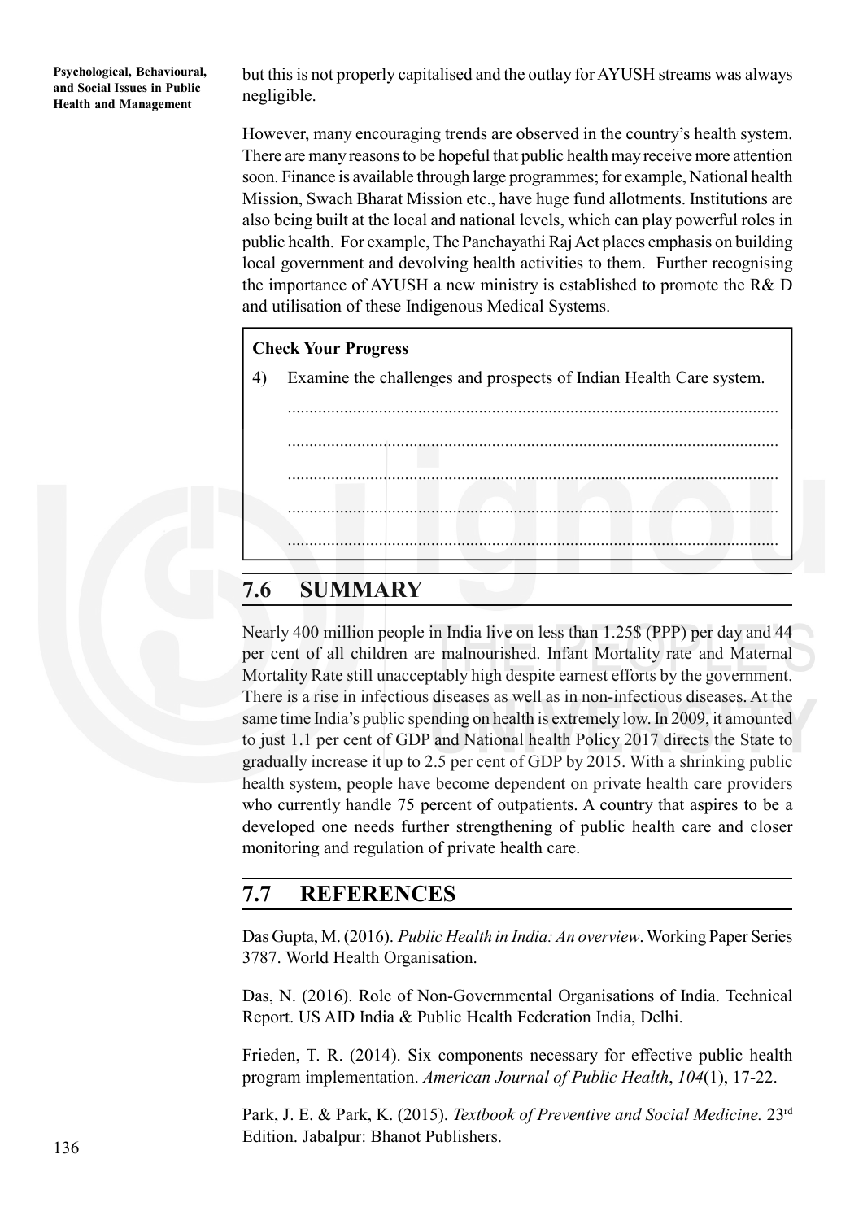but this is not properly capitalised and the outlay for AYUSH streams was always negligible.

However, many encouraging trends are observed in the country's health system. There are many reasons to be hopeful that public health may receive more attention soon. Finance is available through large programmes; for example, National health Mission, Swach Bharat Mission etc., have huge fund allotments. Institutions are also being built at the local and national levels, which can play powerful roles in public health. For example, The Panchayathi Raj Act places emphasis on building local government and devolving health activities to them. Further recognising the importance of AYUSH a new ministry is established to promote the R& D and utilisation of these Indigenous Medical Systems.

**Check Your Progress**

4) Examine the challenges and prospects of Indian Health Care system.

.................................................................................................................

.................................................................................................................

.................................................................................................................

.................................................................................................................

.................................................................................................................

## 7.6 SUMMARY

Nearly 400 million people in India live on less than 1.25$ (PPP) per day and 44 per cent of all children are malnourished. Infant Mortality rate and Maternal Mortality Rate still unacceptably high despite earnest efforts by the government. There is a rise in infectious diseases as well as in non-infectious diseases. At the same time India's public spending on health is extremely low. In 2009, it amounted to just 1.1 per cent of GDP and National health Policy 2017 directs the State to gradually increase it up to 2.5 per cent of GDP by 2015. With a shrinking public health system, people have become dependent on private health care providers who currently handle 75 percent of outpatients. A country that aspires to be a developed one needs further strengthening of public health care and closer monitoring and regulation of private health care.

## 7.7 REFERENCES

Das Gupta, M. (2016). *Public Health in India: An overview*. Working Paper Series 3787. World Health Organisation.

Das, N. (2016). Role of Non-Governmental Organisations of India. Technical Report. US AID India & Public Health Federation India, Delhi.

Frieden, T. R. (2014). Six components necessary for effective public health program implementation. *American Journal of Public Health*, *104*(1), 17-22.

Park, J. E. & Park, K. (2015). *Textbook of Preventive and Social Medicine.* 23rd Edition. Jabalpur: Bhanot Publishers.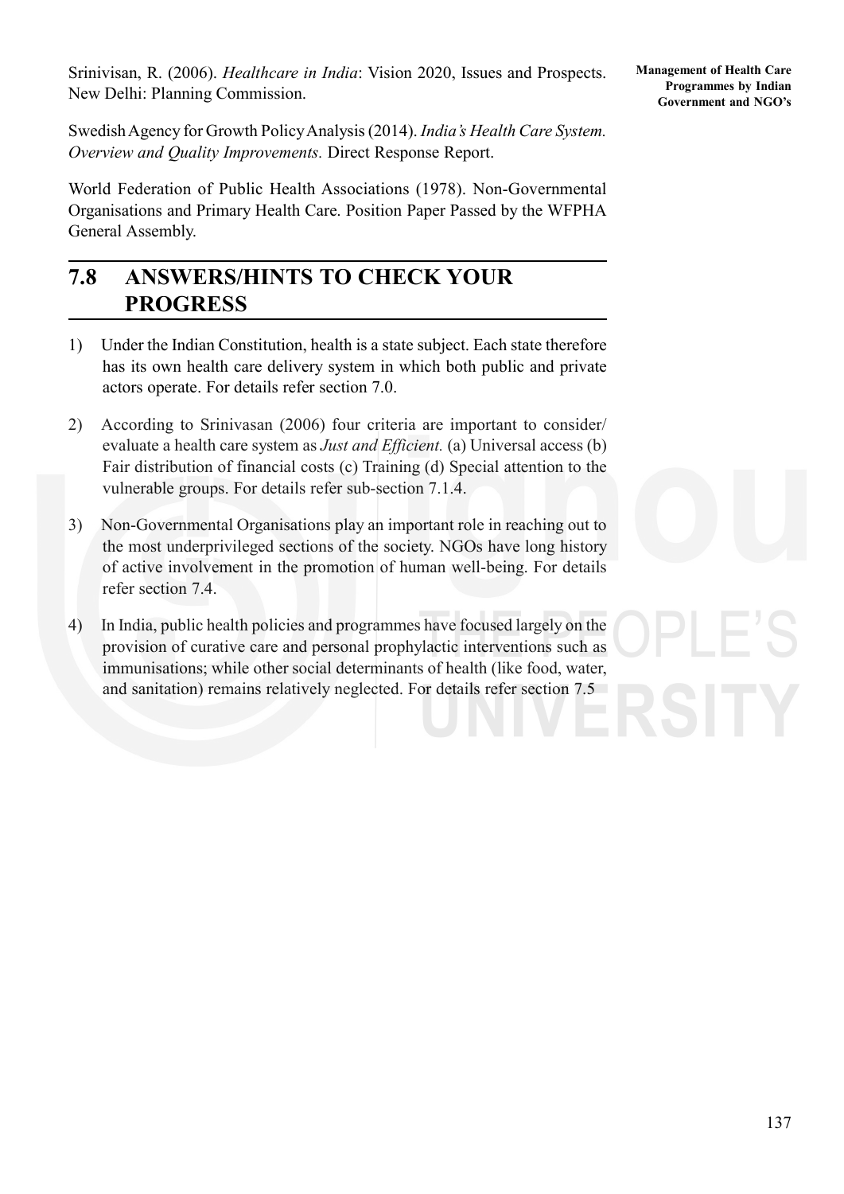Srinivisan, R. (2006). *Healthcare in India*: Vision 2020, Issues and Prospects. New Delhi: Planning Commission.

Swedish Agency for Growth Policy Analysis (2014). *India's Health Care System. Overview and Quality Improvements.* Direct Response Report.

World Federation of Public Health Associations (1978). Non-Governmental Organisations and Primary Health Care. Position Paper Passed by the WFPHA General Assembly.

## 7.8 ANSWERS/HINTS TO CHECK YOUR PROGRESS

1) Under the Indian Constitution, health is a state subject. Each state therefore has its own health care delivery system in which both public and private actors operate. For details refer section 7.0.

2) According to Srinivasan (2006) four criteria are important to consider/ evaluate a health care system as *Just and Efficient.* (a) Universal access (b) Fair distribution of financial costs (c) Training (d) Special attention to the vulnerable groups. For details refer sub-section 7.1.4.

3) Non-Governmental Organisations play an important role in reaching out to the most underprivileged sections of the society. NGOs have long history of active involvement in the promotion of human well-being. For details refer section 7.4.

4) In India, public health policies and programmes have focused largely on the provision of curative care and personal prophylactic interventions such as immunisations; while other social determinants of health (like food, water, and sanitation) remains relatively neglected. For details refer section 7.5